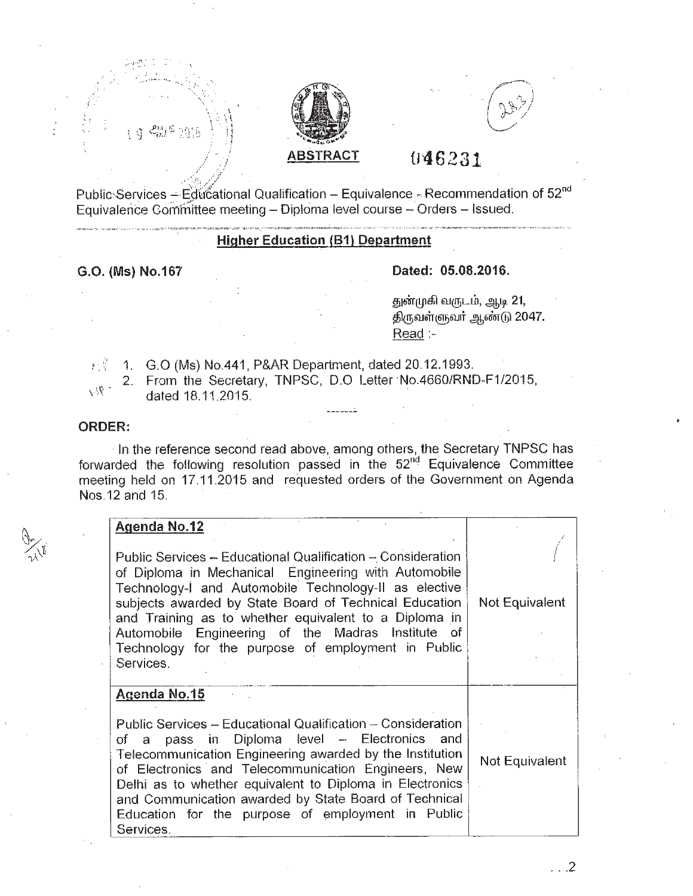**ABSTRACT**

046231

Public Services – Educational Qualification – Equivalence - Recommendation of 52nd Equivalence Committee meeting – Diploma level course – Orders – Issued.

**Higher Education (B1) Department**

**G.O. (Ms) No.167** **Dated: 05.08.2016.**

துன்முகி வருடம், ஆடி 21,
திருவள்ளுவர் ஆண்டு 2047.
Read :-

1. G.O (Ms) No.441, P&AR Department, dated 20.12.1993.
2. From the Secretary, TNPSC, D.O Letter No.4660/RND-F1/2015, dated 18.11.2015.

**ORDER:**

In the reference second read above, among others, the Secretary TNPSC has forwarded the following resolution passed in the 52nd Equivalence Committee meeting held on 17.11.2015 and requested orders of the Government on Agenda Nos.12 and 15.

| | |
|---|---|
| **Agenda No.12**<br><br>Public Services – Educational Qualification – Consideration of Diploma in Mechanical Engineering with Automobile Technology-I and Automobile Technology-II as elective subjects awarded by State Board of Technical Education and Training as to whether equivalent to a Diploma in Automobile Engineering of the Madras Institute of Technology for the purpose of employment in Public Services. | Not Equivalent |
| **Agenda No.15**<br><br>Public Services – Educational Qualification – Consideration of a pass in Diploma level – Electronics and Telecommunication Engineering awarded by the Institution of Electronics and Telecommunication Engineers, New Delhi as to whether equivalent to Diploma in Electronics and Communication awarded by State Board of Technical Education for the purpose of employment in Public Services. | Not Equivalent |

. . .2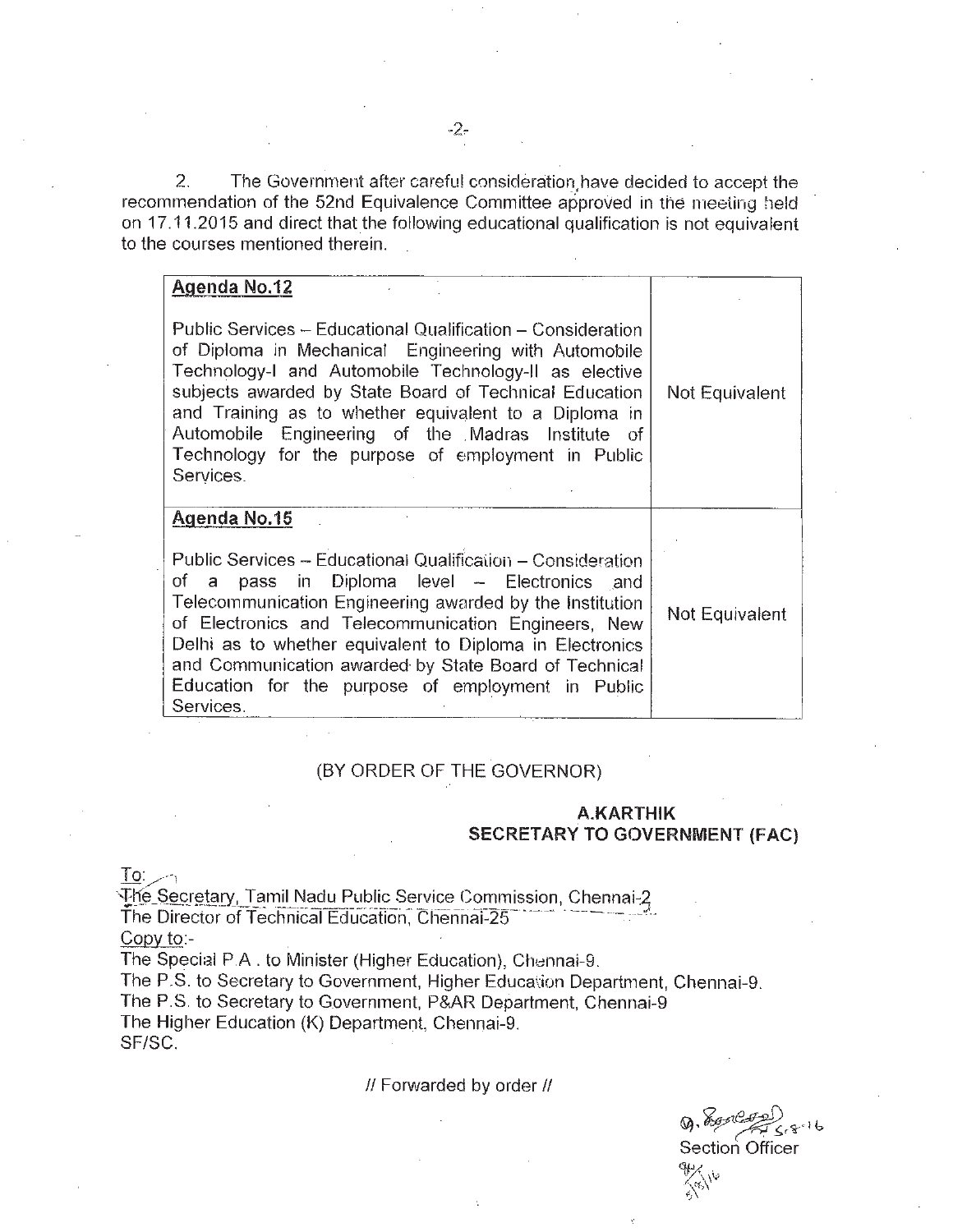2. The Government after careful consideration have decided to accept the recommendation of the 52nd Equivalence Committee approved in the meeting held on 17.11.2015 and direct that the following educational qualification is not equivalent to the courses mentioned therein.

| | |
|---|---|
| **Agenda No.12**<br><br>Public Services – Educational Qualification – Consideration of Diploma in Mechanical Engineering with Automobile Technology-I and Automobile Technology-II as elective subjects awarded by State Board of Technical Education and Training as to whether equivalent to a Diploma in Automobile Engineering of the Madras Institute of Technology for the purpose of employment in Public Services. | Not Equivalent |
| **Agenda No.15**<br><br>Public Services – Educational Qualification – Consideration of a pass in Diploma level – Electronics and Telecommunication Engineering awarded by the Institution of Electronics and Telecommunication Engineers, New Delhi as to whether equivalent to Diploma in Electronics and Communication awarded by State Board of Technical Education for the purpose of employment in Public Services. | Not Equivalent |

(BY ORDER OF THE GOVERNOR)

**A.KARTHIK**
**SECRETARY TO GOVERNMENT (FAC)**

To:
The Secretary, Tamil Nadu Public Service Commission, Chennai-2
The Director of Technical Education, Chennai-25
Copy to:-
The Special P.A. to Minister (Higher Education), Chennai-9.
The P.S. to Secretary to Government, Higher Education Department, Chennai-9.
The P.S. to Secretary to Government, P&AR Department, Chennai-9
The Higher Education (K) Department, Chennai-9.
SF/SC.

// Forwarded by order //

Section Officer